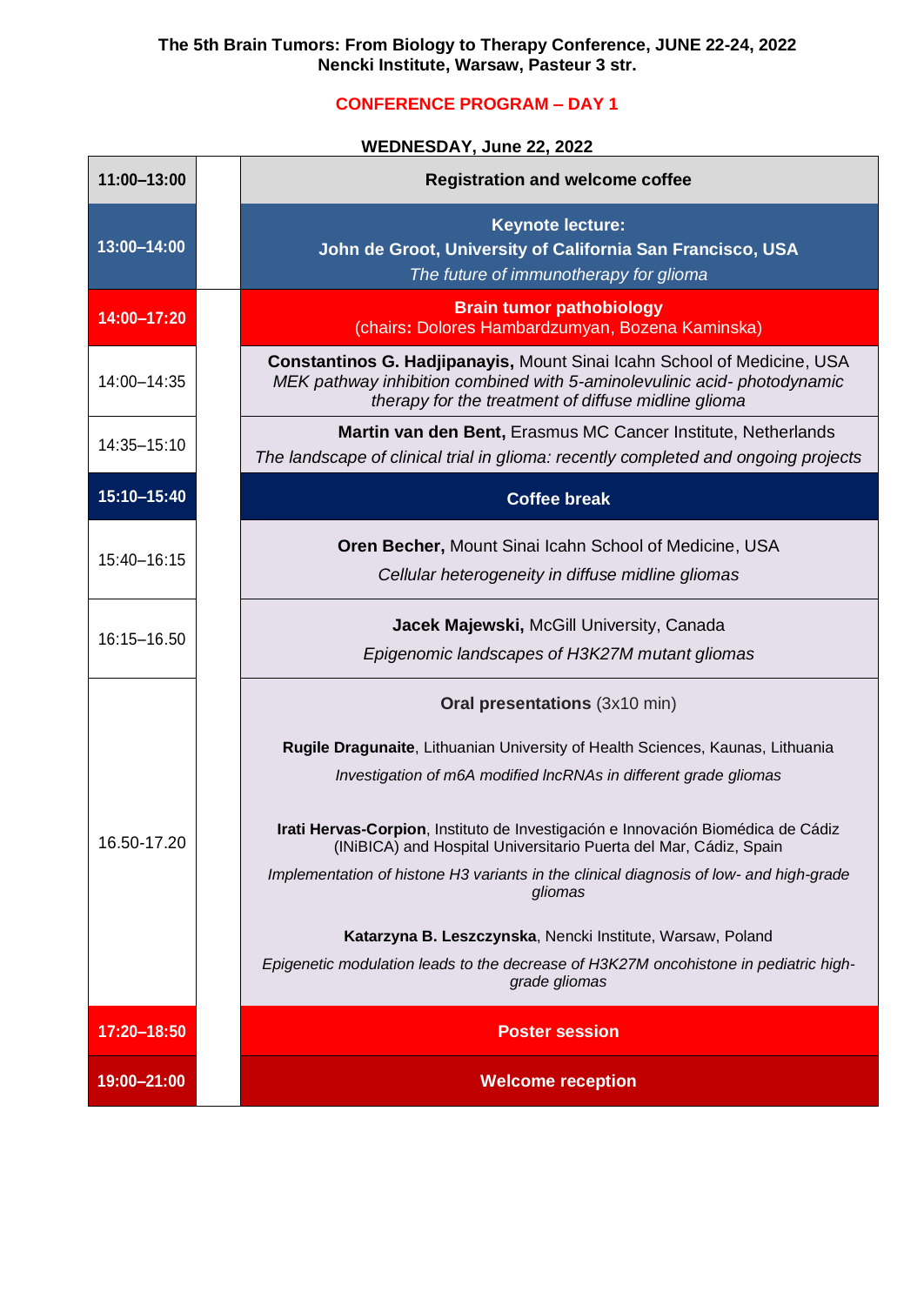**The 5th Brain Tumors: From Biology to Therapy Conference, JUNE 22-24, 2022**
**Nencki Institute, Warsaw, Pasteur 3 str.**

## CONFERENCE PROGRAM – DAY 1

**WEDNESDAY, June 22, 2022**

| Time | | Session |
|---|---|---|
| **11:00–13:00** | | **Registration and welcome coffee** |
| **13:00–14:00** | | **Keynote lecture:** **John de Groot, University of California San Francisco, USA** *The future of immunotherapy for glioma* |
| **14:00–17:20** | | **Brain tumor pathobiology** (chairs**:** Dolores Hambardzumyan, Bozena Kaminska) |
| 14:00–14:35 | | **Constantinos G. Hadjipanayis,** Mount Sinai Icahn School of Medicine, USA *MEK pathway inhibition combined with 5-aminolevulinic acid- photodynamic therapy for the treatment of diffuse midline glioma* |
| 14:35–15:10 | | **Martin van den Bent,** Erasmus MC Cancer Institute, Netherlands *The landscape of clinical trial in glioma: recently completed and ongoing projects* |
| **15:10–15:40** | | **Coffee break** |
| 15:40–16:15 | | **Oren Becher,** Mount Sinai Icahn School of Medicine, USA *Cellular heterogeneity in diffuse midline gliomas* |
| 16:15–16.50 | | **Jacek Majewski,** McGill University, Canada *Epigenomic landscapes of H3K27M mutant gliomas* |
| 16.50-17.20 | | **Oral presentations** (3x10 min) **Rugile Dragunaite**, Lithuanian University of Health Sciences, Kaunas, Lithuania *Investigation of m6A modified lncRNAs in different grade gliomas* **Irati Hervas-Corpion**, Instituto de Investigación e Innovación Biomédica de Cádiz (INiBICA) and Hospital Universitario Puerta del Mar, Cádiz, Spain *Implementation of histone H3 variants in the clinical diagnosis of low- and high-grade gliomas* **Katarzyna B. Leszczynska**, Nencki Institute, Warsaw, Poland *Epigenetic modulation leads to the decrease of H3K27M oncohistone in pediatric high-grade gliomas* |
| **17:20–18:50** | | **Poster session** |
| **19:00–21:00** | | **Welcome reception** |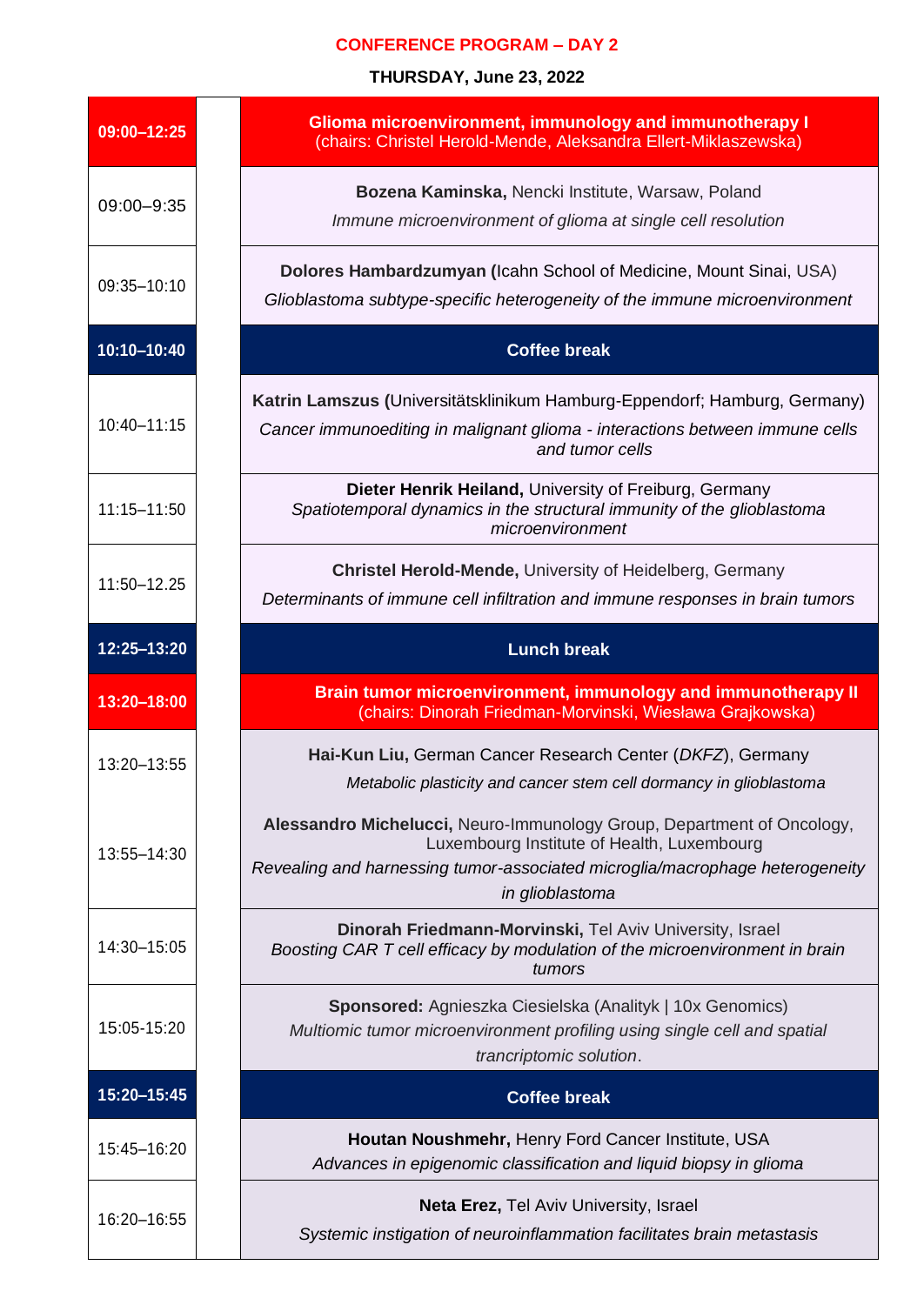**CONFERENCE PROGRAM – DAY 2**

**THURSDAY, June 23, 2022**

| Time | | Session |
|---|---|---|
| **09:00–12:25** | | **Glioma microenvironment, immunology and immunotherapy I** (chairs: Christel Herold-Mende, Aleksandra Ellert-Miklaszewska) |
| 09:00–9:35 | | **Bozena Kaminska,** Nencki Institute, Warsaw, Poland<br>*Immune microenvironment of glioma at single cell resolution* |
| 09:35–10:10 | | **Dolores Hambardzumyan (**Icahn School of Medicine, Mount Sinai, USA)<br>*Glioblastoma subtype-specific heterogeneity of the immune microenvironment* |
| **10:10–10:40** | | **Coffee break** |
| 10:40–11:15 | | **Katrin Lamszus (**Universitätsklinikum Hamburg-Eppendorf; Hamburg, Germany)<br>*Cancer immunoediting in malignant glioma - interactions between immune cells and tumor cells* |
| 11:15–11:50 | | **Dieter Henrik Heiland,** University of Freiburg, Germany<br>*Spatiotemporal dynamics in the structural immunity of the glioblastoma microenvironment* |
| 11:50–12.25 | | **Christel Herold-Mende,** University of Heidelberg, Germany<br>*Determinants of immune cell infiltration and immune responses in brain tumors* |
| **12:25–13:20** | | **Lunch break** |
| **13:20–18:00** | | **Brain tumor microenvironment, immunology and immunotherapy II** (chairs: Dinorah Friedman-Morvinski, Wiesława Grajkowska) |
| 13:20–13:55 | | **Hai-Kun Liu,** German Cancer Research Center (*DKFZ*), Germany<br>*Metabolic plasticity and cancer stem cell dormancy in glioblastoma* |
| 13:55–14:30 | | **Alessandro Michelucci,** Neuro-Immunology Group, Department of Oncology, Luxembourg Institute of Health, Luxembourg<br>*Revealing and harnessing tumor-associated microglia/macrophage heterogeneity in glioblastoma* |
| 14:30–15:05 | | **Dinorah Friedmann-Morvinski,** Tel Aviv University, Israel<br>*Boosting CAR T cell efficacy by modulation of the microenvironment in brain tumors* |
| 15:05-15:20 | | **Sponsored:** Agnieszka Ciesielska (Analityk \| 10x Genomics)<br>*Multiomic tumor microenvironment profiling using single cell and spatial trancriptomic solution*. |
| **15:20–15:45** | | **Coffee break** |
| 15:45–16:20 | | **Houtan Noushmehr,** Henry Ford Cancer Institute, USA<br>*Advances in epigenomic classification and liquid biopsy in glioma* |
| 16:20–16:55 | | **Neta Erez,** Tel Aviv University, Israel<br>*Systemic instigation of neuroinflammation facilitates brain metastasis* |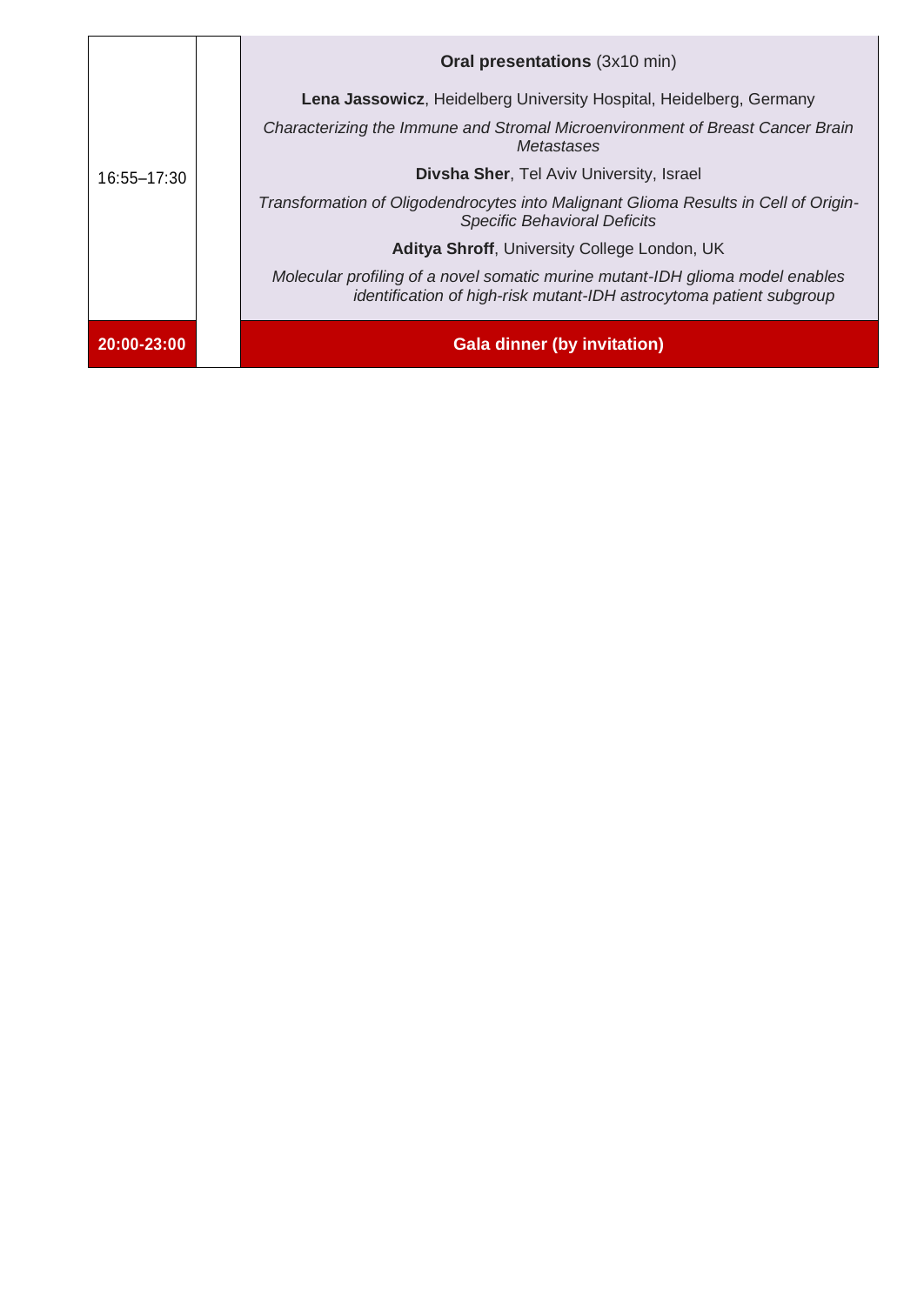| | | |
|---|---|---|
| 16:55–17:30 | | **Oral presentations** (3x10 min)<br><br>**Lena Jassowicz**, Heidelberg University Hospital, Heidelberg, Germany<br>*Characterizing the Immune and Stromal Microenvironment of Breast Cancer Brain Metastases*<br><br>**Divsha Sher**, Tel Aviv University, Israel<br>*Transformation of Oligodendrocytes into Malignant Glioma Results in Cell of Origin-Specific Behavioral Deficits*<br><br>**Aditya Shroff**, University College London, UK<br>*Molecular profiling of a novel somatic murine mutant-IDH glioma model enables identification of high-risk mutant-IDH astrocytoma patient subgroup* |
| **20:00-23:00** | | **Gala dinner (by invitation)** |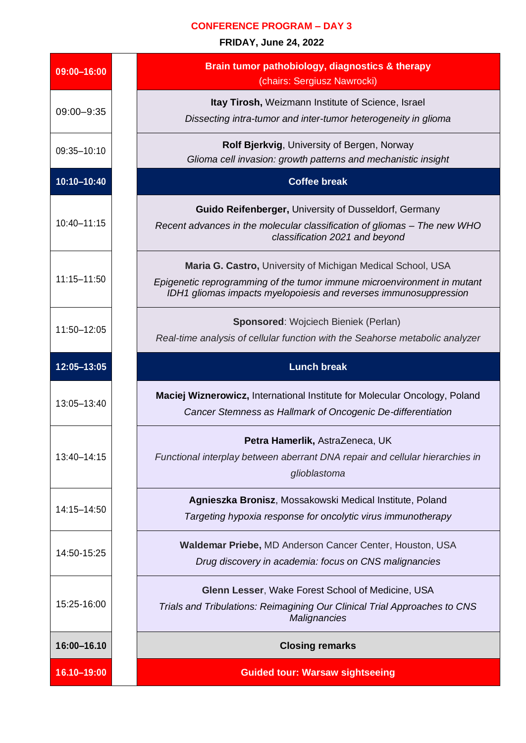## CONFERENCE PROGRAM – DAY 3

**FRIDAY, June 24, 2022**

| | | |
|---|---|---|
| **09:00–16:00** | | **Brain tumor pathobiology, diagnostics & therapy**<br>(chairs: Sergiusz Nawrocki) |
| 09:00–9:35 | | **Itay Tirosh,** Weizmann Institute of Science, Israel<br>*Dissecting intra-tumor and inter-tumor heterogeneity in glioma* |
| 09:35–10:10 | | **Rolf Bjerkvig**, University of Bergen, Norway<br>*Glioma cell invasion: growth patterns and mechanistic insight* |
| **10:10–10:40** | | **Coffee break** |
| 10:40–11:15 | | **Guido Reifenberger,** University of Dusseldorf, Germany<br>*Recent advances in the molecular classification of gliomas – The new WHO classification 2021 and beyond* |
| 11:15–11:50 | | **Maria G. Castro,** University of Michigan Medical School, USA<br>*Epigenetic reprogramming of the tumor immune microenvironment in mutant IDH1 gliomas impacts myelopoiesis and reverses immunosuppression* |
| 11:50–12:05 | | **Sponsored**: Wojciech Bieniek (Perlan)<br>*Real-time analysis of cellular function with the Seahorse metabolic analyzer* |
| **12:05–13:05** | | **Lunch break** |
| 13:05–13:40 | | **Maciej Wiznerowicz,** International Institute for Molecular Oncology, Poland<br>*Cancer Stemness as Hallmark of Oncogenic De-differentiation* |
| 13:40–14:15 | | **Petra Hamerlik,** AstraZeneca, UK<br>*Functional interplay between aberrant DNA repair and cellular hierarchies in glioblastoma* |
| 14:15–14:50 | | **Agnieszka Bronisz**, Mossakowski Medical Institute, Poland<br>*Targeting hypoxia response for oncolytic virus immunotherapy* |
| 14:50-15:25 | | **Waldemar Priebe,** MD Anderson Cancer Center, Houston, USA<br>*Drug discovery in academia: focus on CNS malignancies* |
| 15:25-16:00 | | **Glenn Lesser**, Wake Forest School of Medicine, USA<br>*Trials and Tribulations: Reimagining Our Clinical Trial Approaches to CNS Malignancies* |
| **16:00–16.10** | | **Closing remarks** |
| **16.10–19:00** | | **Guided tour: Warsaw sightseeing** |